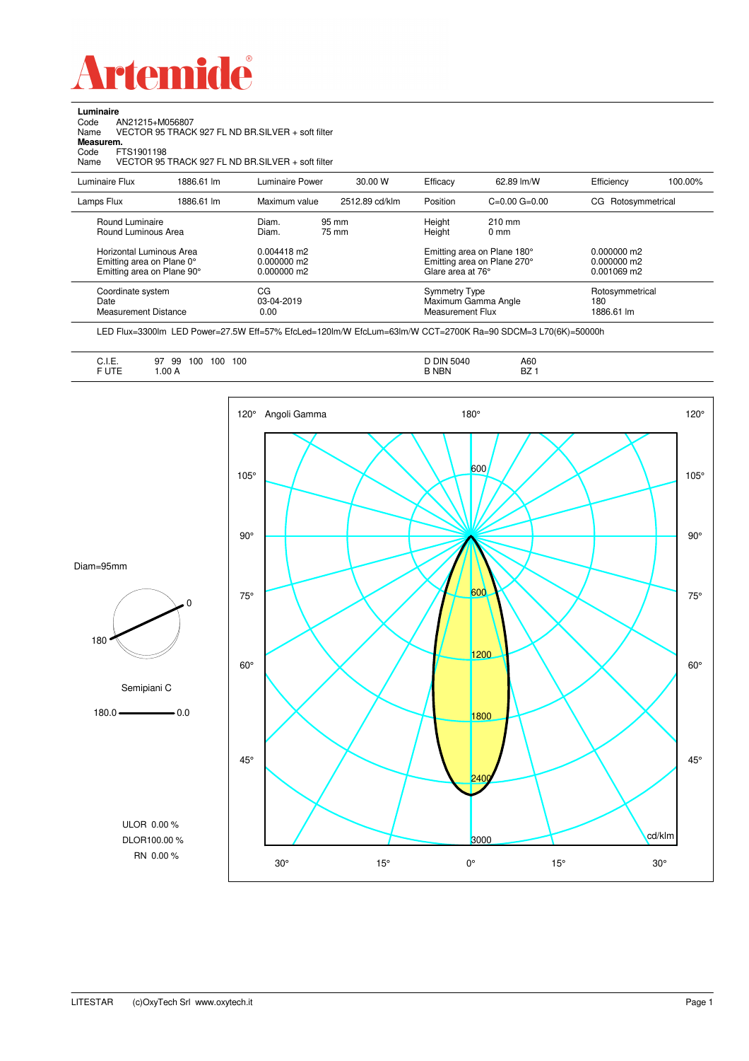# Artemide

**Luminaire**
Code AN21215+M056807
Name VECTOR 95 TRACK 927 FL ND BR.SILVER + soft filter
**Measurem.**
Code FTS1901198
Name VECTOR 95 TRACK 927 FL ND BR.SILVER + soft filter

| Luminaire Flux | 1886.61 lm | Luminaire Power | 30.00 W | Efficacy | 62.89 lm/W | Efficiency | 100.00% |
|---|---|---|---|---|---|---|---|
| Lamps Flux | 1886.61 lm | Maximum value | 2512.89 cd/klm | Position | C=0.00 G=0.00 | CG | Rotosymmetrical |

| | | | |
|---|---|---|---|
| Round Luminaire | Diam. 95 mm | Height 210 mm | |
| Round Luminous Area | Diam. 75 mm | Height 0 mm | |
| Horizontal Luminous Area | 0.004418 m2 | Emitting area on Plane 180° | 0.000000 m2 |
| Emitting area on Plane 0° | 0.000000 m2 | Emitting area on Plane 270° | 0.000000 m2 |
| Emitting area on Plane 90° | 0.000000 m2 | Glare area at 76° | 0.001069 m2 |
| Coordinate system | CG | Symmetry Type | Rotosymmetrical |
| Date | 03-04-2019 | Maximum Gamma Angle | 180 |
| Measurement Distance | 0.00 | Measurement Flux | 1886.61 lm |

LED Flux=3300lm LED Power=27.5W Eff=57% EfcLed=120lm/W EfcLum=63lm/W CCT=2700K Ra=90 SDCM=3 L70(6K)=50000h

| | | | |
|---|---|---|---|
| C.I.E. | 97 99 100 100 100 | D DIN 5040 | A60 |
| F UTE | 1.00 A | B NBN | BZ 1 |

Diam=95mm

Semipiani C

180.0 — 0.0

ULOR 0.00 %
DLOR 100.00 %
RN 0.00 %

Angoli Gamma — 120°, 105°, 90°, 75°, 60°, 45°, 30°, 15°, 0°, 180° — 600, 1200, 1800, 2400, 3000 cd/klm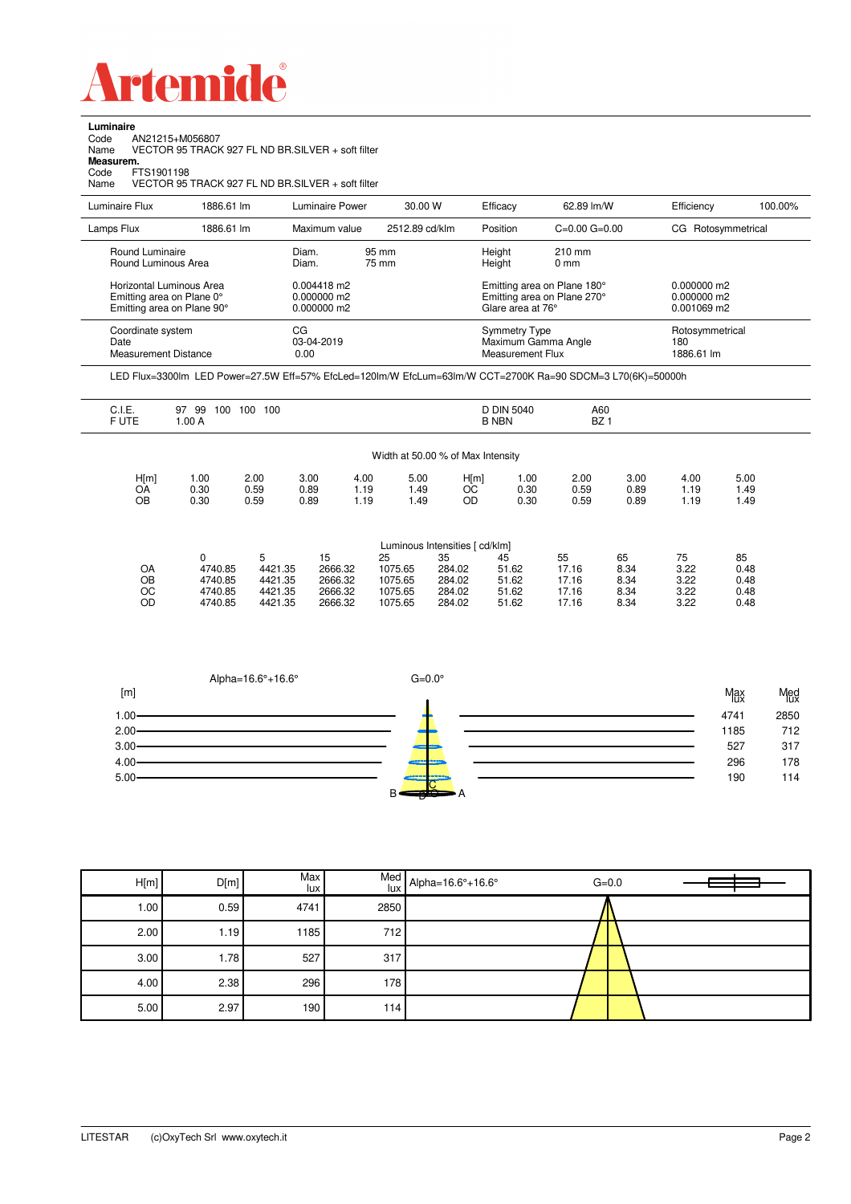Artemide®

**Luminaire**
Code AN21215+M056807
Name VECTOR 95 TRACK 927 FL ND BR.SILVER + soft filter
**Measurem.**
Code FTS1901198
Name VECTOR 95 TRACK 927 FL ND BR.SILVER + soft filter

| | | | | | | | |
|---|---|---|---|---|---|---|---|
| Luminaire Flux | 1886.61 lm | Luminaire Power | 30.00 W | Efficacy | 62.89 lm/W | Efficiency | 100.00% |
| Lamps Flux | 1886.61 lm | Maximum value | 2512.89 cd/klm | Position | C=0.00 G=0.00 | CG Rotosymmetrical | |

| | | | | | |
|---|---|---|---|---|---|
| Round Luminaire | Diam. | 95 mm | Height | 210 mm | |
| Round Luminous Area | Diam. | 75 mm | Height | 0 mm | |
| Horizontal Luminous Area | 0.004418 m2 | | Emitting area on Plane 180° | | 0.000000 m2 |
| Emitting area on Plane 0° | 0.000000 m2 | | Emitting area on Plane 270° | | 0.000000 m2 |
| Emitting area on Plane 90° | 0.000000 m2 | | Glare area at 76° | | 0.001069 m2 |

| | | | |
|---|---|---|---|
| Coordinate system | CG | Symmetry Type | Rotosymmetrical |
| Date | 03-04-2019 | Maximum Gamma Angle | 180 |
| Measurement Distance | 0.00 | Measurement Flux | 1886.61 lm |

LED Flux=3300lm LED Power=27.5W Eff=57% EfcLed=120lm/W EfcLum=63lm/W CCT=2700K Ra=90 SDCM=3 L70(6K)=50000h

| | | | |
|---|---|---|---|
| C.I.E. | 97 99 100 100 100 | D DIN 5040 | A60 |
| F UTE | 1.00 A | B NBN | BZ 1 |

Width at 50.00 % of Max Intensity

| H[m] | 1.00 | 2.00 | 3.00 | 4.00 | 5.00 | H[m] | 1.00 | 2.00 | 3.00 | 4.00 | 5.00 |
|---|---|---|---|---|---|---|---|---|---|---|---|
| OA | 0.30 | 0.59 | 0.89 | 1.19 | 1.49 | OC | 0.30 | 0.59 | 0.89 | 1.19 | 1.49 |
| OB | 0.30 | 0.59 | 0.89 | 1.19 | 1.49 | OD | 0.30 | 0.59 | 0.89 | 1.19 | 1.49 |

Luminous Intensities [ cd/klm]

| | 0 | 5 | 15 | 25 | 35 | 45 | 55 | 65 | 75 | 85 |
|---|---|---|---|---|---|---|---|---|---|---|
| OA | 4740.85 | 4421.35 | 2666.32 | 1075.65 | 284.02 | 51.62 | 17.16 | 8.34 | 3.22 | 0.48 |
| OB | 4740.85 | 4421.35 | 2666.32 | 1075.65 | 284.02 | 51.62 | 17.16 | 8.34 | 3.22 | 0.48 |
| OC | 4740.85 | 4421.35 | 2666.32 | 1075.65 | 284.02 | 51.62 | 17.16 | 8.34 | 3.22 | 0.48 |
| OD | 4740.85 | 4421.35 | 2666.32 | 1075.65 | 284.02 | 51.62 | 17.16 | 8.34 | 3.22 | 0.48 |

Alpha=16.6°+16.6°
G=0.0°
[m]
1.00
2.00
3.00
4.00
5.00
B C D A
Max lux: 4741, 1185, 527, 296, 190
Med lux: 2850, 712, 317, 178, 114

| H[m] | D[m] | Max lux | Med lux | Alpha=16.6°+16.6° G=0.0 |
|---|---|---|---|---|
| 1.00 | 0.59 | 4741 | 2850 | |
| 2.00 | 1.19 | 1185 | 712 | |
| 3.00 | 1.78 | 527 | 317 | |
| 4.00 | 2.38 | 296 | 178 | |
| 5.00 | 2.97 | 190 | 114 | |

LITESTAR (c)OxyTech Srl www.oxytech.it